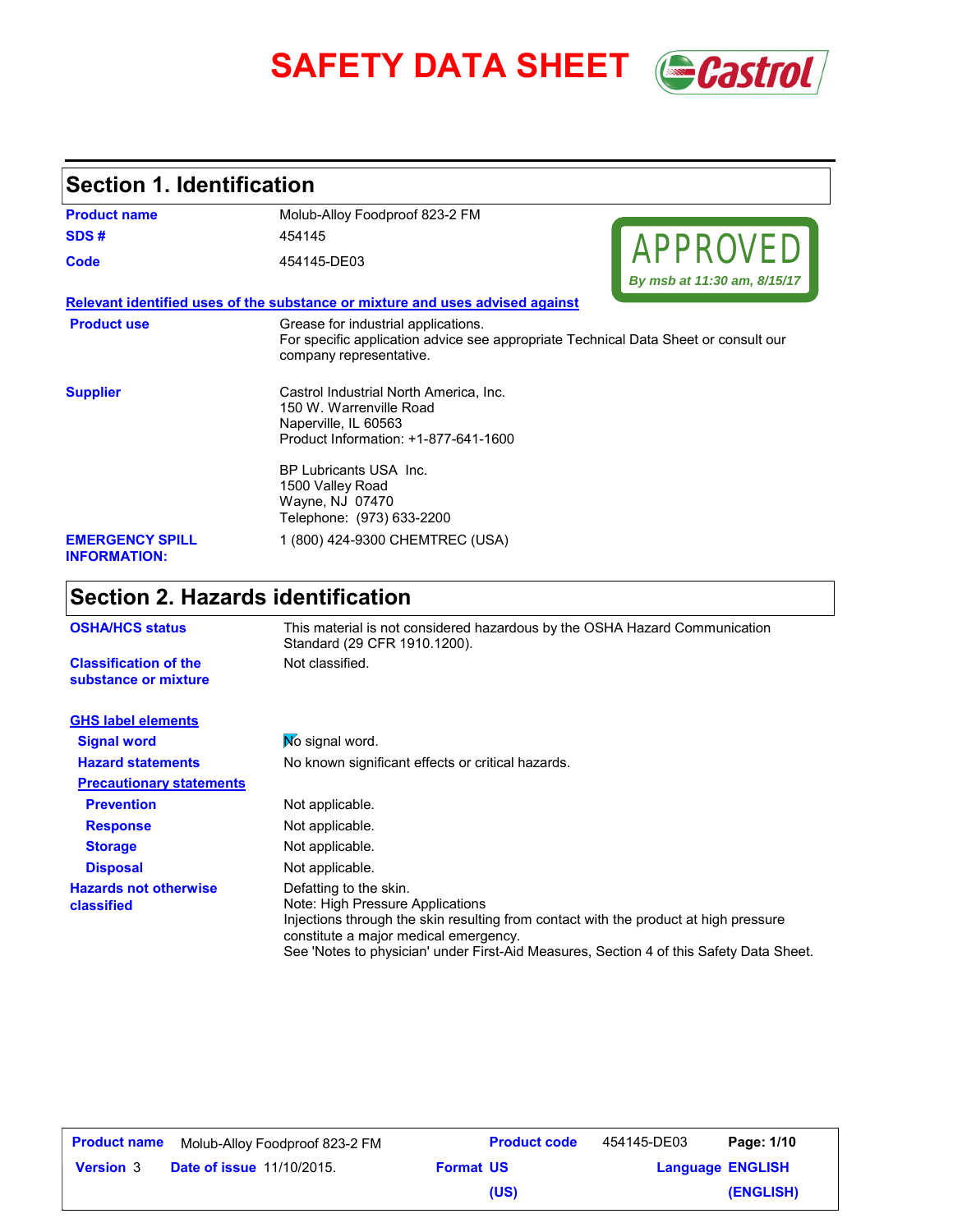# SAFETY DATA SHEET

## Section 1. Identification

| | |
|---|---|
| **Product name** | Molub-Alloy Foodproof 823-2 FM |
| **SDS #** | 454145 |
| **Code** | 454145-DE03 |

APPROVED
*By msb at 11:30 am, 8/15/17*

**Relevant identified uses of the substance or mixture and uses advised against**

**Product use**
Grease for industrial applications.
For specific application advice see appropriate Technical Data Sheet or consult our company representative.

**Supplier**
Castrol Industrial North America, Inc.
150 W. Warrenville Road
Naperville, IL 60563
Product Information: +1-877-641-1600

BP Lubricants USA Inc.
1500 Valley Road
Wayne, NJ 07470
Telephone: (973) 633-2200

**EMERGENCY SPILL INFORMATION:**
1 (800) 424-9300 CHEMTREC (USA)

## Section 2. Hazards identification

**OSHA/HCS status**
This material is not considered hazardous by the OSHA Hazard Communication Standard (29 CFR 1910.1200).

**Classification of the substance or mixture**
Not classified.

**GHS label elements**

**Signal word**
No signal word.

**Hazard statements**
No known significant effects or critical hazards.

**Precautionary statements**

**Prevention**
Not applicable.

**Response**
Not applicable.

**Storage**
Not applicable.

**Disposal**
Not applicable.

**Hazards not otherwise classified**
Defatting to the skin.
Note: High Pressure Applications
Injections through the skin resulting from contact with the product at high pressure constitute a major medical emergency.
See 'Notes to physician' under First-Aid Measures, Section 4 of this Safety Data Sheet.

| **Product name** | Molub-Alloy Foodproof 823-2 FM | **Product code** | 454145-DE03 | **Page: 1/10** |
|---|---|---|---|---|
| **Version** 3 | **Date of issue** 11/10/2015. | **Format US (US)** | **Language** | **ENGLISH (ENGLISH)** |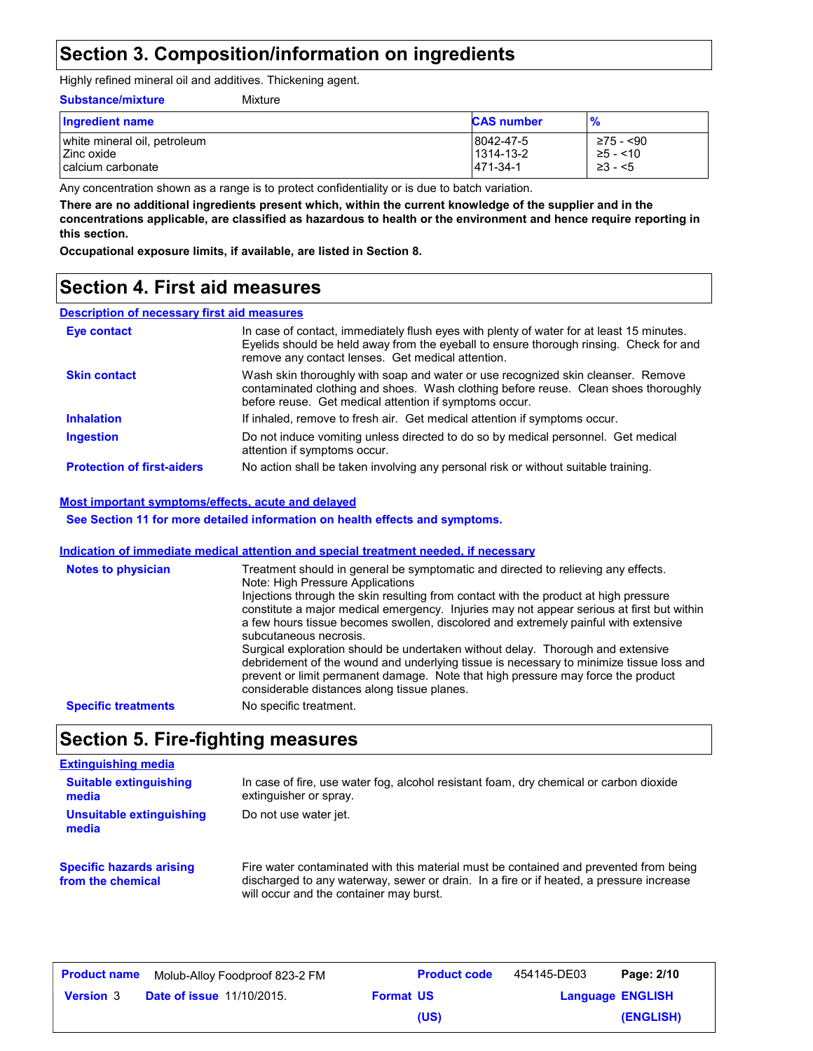## Section 3. Composition/information on ingredients

Highly refined mineral oil and additives. Thickening agent.

**Substance/mixture** Mixture

| Ingredient name | CAS number | % |
|---|---|---|
| white mineral oil, petroleum | 8042-47-5 | ≥75 - <90 |
| Zinc oxide | 1314-13-2 | ≥5 - <10 |
| calcium carbonate | 471-34-1 | ≥3 - <5 |

Any concentration shown as a range is to protect confidentiality or is due to batch variation.

**There are no additional ingredients present which, within the current knowledge of the supplier and in the concentrations applicable, are classified as hazardous to health or the environment and hence require reporting in this section.**

**Occupational exposure limits, if available, are listed in Section 8.**

## Section 4. First aid measures

### Description of necessary first aid measures

**Eye contact** In case of contact, immediately flush eyes with plenty of water for at least 15 minutes. Eyelids should be held away from the eyeball to ensure thorough rinsing. Check for and remove any contact lenses. Get medical attention.

**Skin contact** Wash skin thoroughly with soap and water or use recognized skin cleanser. Remove contaminated clothing and shoes. Wash clothing before reuse. Clean shoes thoroughly before reuse. Get medical attention if symptoms occur.

**Inhalation** If inhaled, remove to fresh air. Get medical attention if symptoms occur.

**Ingestion** Do not induce vomiting unless directed to do so by medical personnel. Get medical attention if symptoms occur.

**Protection of first-aiders** No action shall be taken involving any personal risk or without suitable training.

### Most important symptoms/effects, acute and delayed

**See Section 11 for more detailed information on health effects and symptoms.**

### Indication of immediate medical attention and special treatment needed, if necessary

**Notes to physician** Treatment should in general be symptomatic and directed to relieving any effects.
Note: High Pressure Applications
Injections through the skin resulting from contact with the product at high pressure constitute a major medical emergency. Injuries may not appear serious at first but within a few hours tissue becomes swollen, discolored and extremely painful with extensive subcutaneous necrosis.
Surgical exploration should be undertaken without delay. Thorough and extensive debridement of the wound and underlying tissue is necessary to minimize tissue loss and prevent or limit permanent damage. Note that high pressure may force the product considerable distances along tissue planes.

**Specific treatments** No specific treatment.

## Section 5. Fire-fighting measures

### Extinguishing media

**Suitable extinguishing media** In case of fire, use water fog, alcohol resistant foam, dry chemical or carbon dioxide extinguisher or spray.

**Unsuitable extinguishing media** Do not use water jet.

**Specific hazards arising from the chemical** Fire water contaminated with this material must be contained and prevented from being discharged to any waterway, sewer or drain. In a fire or if heated, a pressure increase will occur and the container may burst.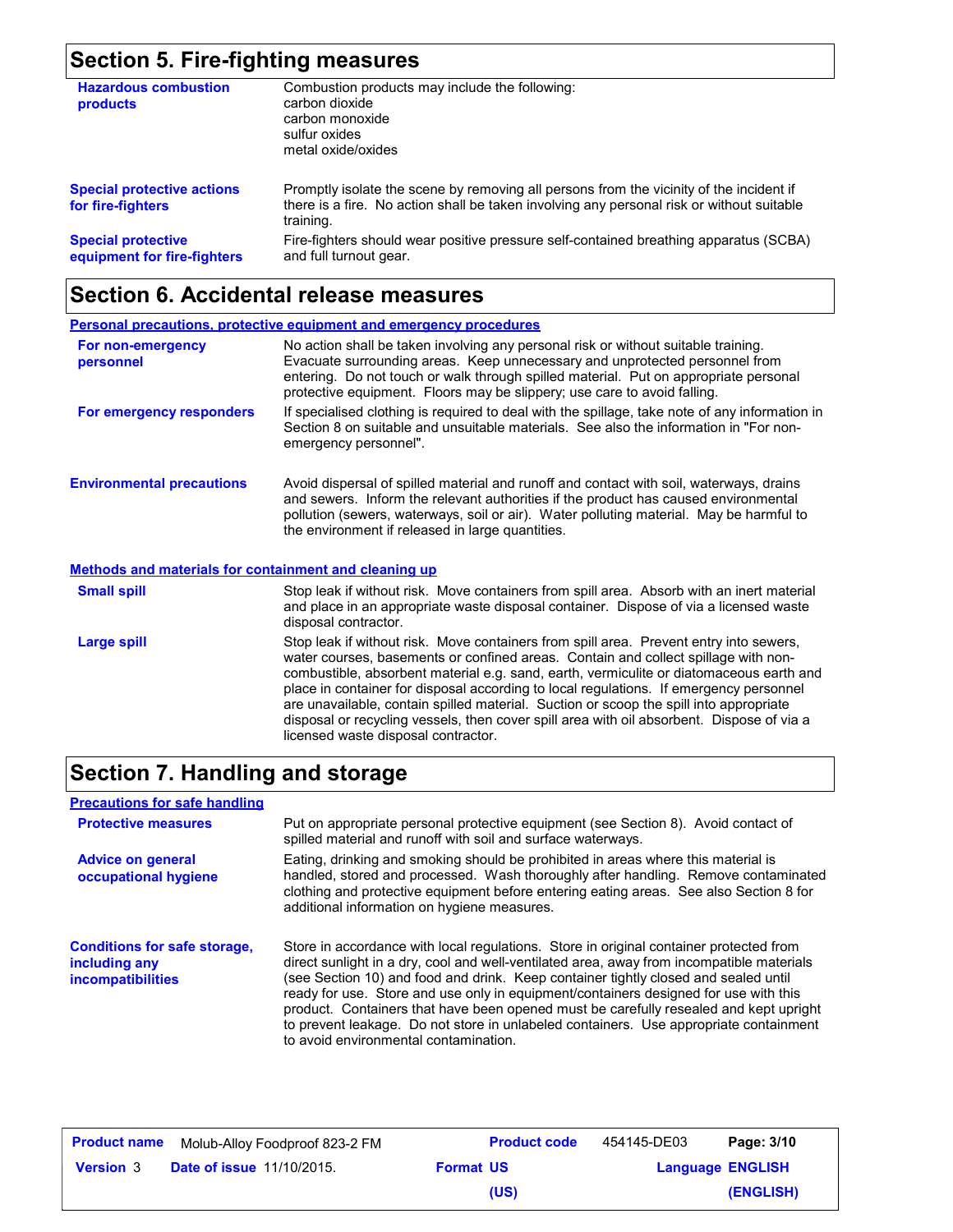## Section 5. Fire-fighting measures

**Hazardous combustion products**

Combustion products may include the following:
carbon dioxide
carbon monoxide
sulfur oxides
metal oxide/oxides

**Special protective actions for fire-fighters**

Promptly isolate the scene by removing all persons from the vicinity of the incident if there is a fire. No action shall be taken involving any personal risk or without suitable training.

**Special protective equipment for fire-fighters**

Fire-fighters should wear positive pressure self-contained breathing apparatus (SCBA) and full turnout gear.

## Section 6. Accidental release measures

### Personal precautions, protective equipment and emergency procedures

**For non-emergency personnel**

No action shall be taken involving any personal risk or without suitable training. Evacuate surrounding areas. Keep unnecessary and unprotected personnel from entering. Do not touch or walk through spilled material. Put on appropriate personal protective equipment. Floors may be slippery; use care to avoid falling.

**For emergency responders**

If specialised clothing is required to deal with the spillage, take note of any information in Section 8 on suitable and unsuitable materials. See also the information in "For non-emergency personnel".

**Environmental precautions**

Avoid dispersal of spilled material and runoff and contact with soil, waterways, drains and sewers. Inform the relevant authorities if the product has caused environmental pollution (sewers, waterways, soil or air). Water polluting material. May be harmful to the environment if released in large quantities.

### Methods and materials for containment and cleaning up

**Small spill**

Stop leak if without risk. Move containers from spill area. Absorb with an inert material and place in an appropriate waste disposal container. Dispose of via a licensed waste disposal contractor.

**Large spill**

Stop leak if without risk. Move containers from spill area. Prevent entry into sewers, water courses, basements or confined areas. Contain and collect spillage with non-combustible, absorbent material e.g. sand, earth, vermiculite or diatomaceous earth and place in container for disposal according to local regulations. If emergency personnel are unavailable, contain spilled material. Suction or scoop the spill into appropriate disposal or recycling vessels, then cover spill area with oil absorbent. Dispose of via a licensed waste disposal contractor.

## Section 7. Handling and storage

### Precautions for safe handling

**Protective measures**

Put on appropriate personal protective equipment (see Section 8). Avoid contact of spilled material and runoff with soil and surface waterways.

**Advice on general occupational hygiene**

Eating, drinking and smoking should be prohibited in areas where this material is handled, stored and processed. Wash thoroughly after handling. Remove contaminated clothing and protective equipment before entering eating areas. See also Section 8 for additional information on hygiene measures.

**Conditions for safe storage, including any incompatibilities**

Store in accordance with local regulations. Store in original container protected from direct sunlight in a dry, cool and well-ventilated area, away from incompatible materials (see Section 10) and food and drink. Keep container tightly closed and sealed until ready for use. Store and use only in equipment/containers designed for use with this product. Containers that have been opened must be carefully resealed and kept upright to prevent leakage. Do not store in unlabeled containers. Use appropriate containment to avoid environmental contamination.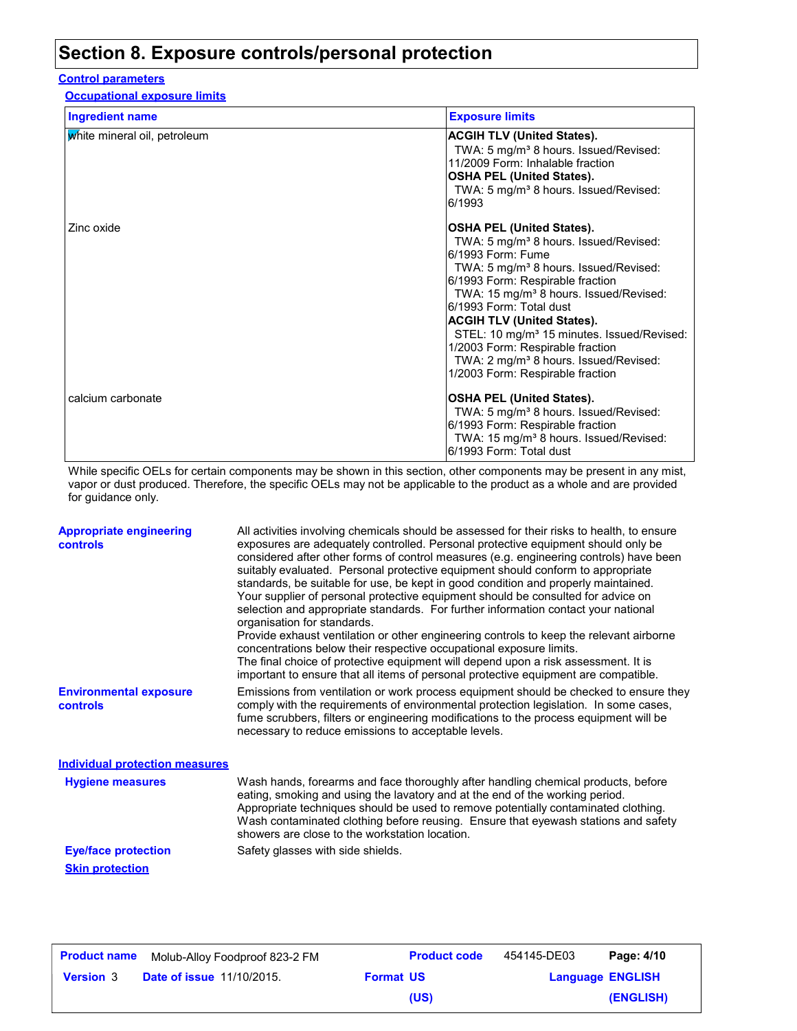# Section 8. Exposure controls/personal protection

**Control parameters**

**Occupational exposure limits**

| Ingredient name | Exposure limits |
| --- | --- |
| white mineral oil, petroleum | **ACGIH TLV (United States).**<br>TWA: 5 mg/m³ 8 hours. Issued/Revised: 11/2009 Form: Inhalable fraction<br>**OSHA PEL (United States).**<br>TWA: 5 mg/m³ 8 hours. Issued/Revised: 6/1993 |
| Zinc oxide | **OSHA PEL (United States).**<br>TWA: 5 mg/m³ 8 hours. Issued/Revised: 6/1993 Form: Fume<br>TWA: 5 mg/m³ 8 hours. Issued/Revised: 6/1993 Form: Respirable fraction<br>TWA: 15 mg/m³ 8 hours. Issued/Revised: 6/1993 Form: Total dust<br>**ACGIH TLV (United States).**<br>STEL: 10 mg/m³ 15 minutes. Issued/Revised: 1/2003 Form: Respirable fraction<br>TWA: 2 mg/m³ 8 hours. Issued/Revised: 1/2003 Form: Respirable fraction |
| calcium carbonate | **OSHA PEL (United States).**<br>TWA: 5 mg/m³ 8 hours. Issued/Revised: 6/1993 Form: Respirable fraction<br>TWA: 15 mg/m³ 8 hours. Issued/Revised: 6/1993 Form: Total dust |

While specific OELs for certain components may be shown in this section, other components may be present in any mist, vapor or dust produced. Therefore, the specific OELs may not be applicable to the product as a whole and are provided for guidance only.

**Appropriate engineering controls**

All activities involving chemicals should be assessed for their risks to health, to ensure exposures are adequately controlled. Personal protective equipment should only be considered after other forms of control measures (e.g. engineering controls) have been suitably evaluated. Personal protective equipment should conform to appropriate standards, be suitable for use, be kept in good condition and properly maintained. Your supplier of personal protective equipment should be consulted for advice on selection and appropriate standards. For further information contact your national organisation for standards.
Provide exhaust ventilation or other engineering controls to keep the relevant airborne concentrations below their respective occupational exposure limits.
The final choice of protective equipment will depend upon a risk assessment. It is important to ensure that all items of personal protective equipment are compatible.

**Environmental exposure controls**

Emissions from ventilation or work process equipment should be checked to ensure they comply with the requirements of environmental protection legislation. In some cases, fume scrubbers, filters or engineering modifications to the process equipment will be necessary to reduce emissions to acceptable levels.

**Individual protection measures**

**Hygiene measures**

Wash hands, forearms and face thoroughly after handling chemical products, before eating, smoking and using the lavatory and at the end of the working period. Appropriate techniques should be used to remove potentially contaminated clothing. Wash contaminated clothing before reusing. Ensure that eyewash stations and safety showers are close to the workstation location.

**Eye/face protection**

Safety glasses with side shields.

**Skin protection**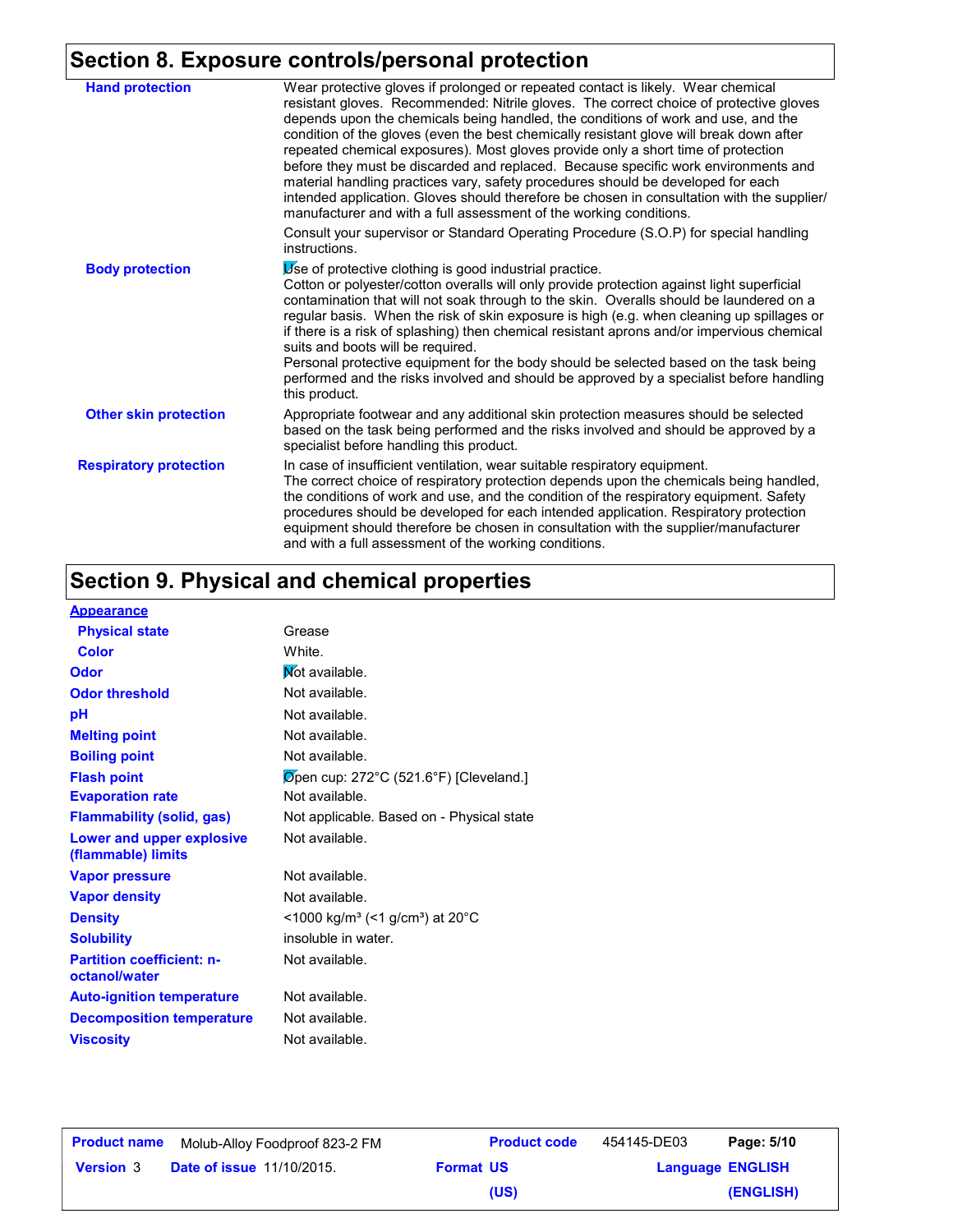## Section 8. Exposure controls/personal protection

| | |
|---|---|
| **Hand protection** | Wear protective gloves if prolonged or repeated contact is likely. Wear chemical resistant gloves. Recommended: Nitrile gloves. The correct choice of protective gloves depends upon the chemicals being handled, the conditions of work and use, and the condition of the gloves (even the best chemically resistant glove will break down after repeated chemical exposures). Most gloves provide only a short time of protection before they must be discarded and replaced. Because specific work environments and material handling practices vary, safety procedures should be developed for each intended application. Gloves should therefore be chosen in consultation with the supplier/manufacturer and with a full assessment of the working conditions.<br>Consult your supervisor or Standard Operating Procedure (S.O.P) for special handling instructions. |
| **Body protection** | Use of protective clothing is good industrial practice.<br>Cotton or polyester/cotton overalls will only provide protection against light superficial contamination that will not soak through to the skin. Overalls should be laundered on a regular basis. When the risk of skin exposure is high (e.g. when cleaning up spillages or if there is a risk of splashing) then chemical resistant aprons and/or impervious chemical suits and boots will be required.<br>Personal protective equipment for the body should be selected based on the task being performed and the risks involved and should be approved by a specialist before handling this product. |
| **Other skin protection** | Appropriate footwear and any additional skin protection measures should be selected based on the task being performed and the risks involved and should be approved by a specialist before handling this product. |
| **Respiratory protection** | In case of insufficient ventilation, wear suitable respiratory equipment.<br>The correct choice of respiratory protection depends upon the chemicals being handled, the conditions of work and use, and the condition of the respiratory equipment. Safety procedures should be developed for each intended application. Respiratory protection equipment should therefore be chosen in consultation with the supplier/manufacturer and with a full assessment of the working conditions. |

## Section 9. Physical and chemical properties

| | |
|---|---|
| **Appearance** | |
| **Physical state** | Grease |
| **Color** | White. |
| **Odor** | Not available. |
| **Odor threshold** | Not available. |
| **pH** | Not available. |
| **Melting point** | Not available. |
| **Boiling point** | Not available. |
| **Flash point** | Open cup: 272°C (521.6°F) [Cleveland.] |
| **Evaporation rate** | Not available. |
| **Flammability (solid, gas)** | Not applicable. Based on - Physical state |
| **Lower and upper explosive (flammable) limits** | Not available. |
| **Vapor pressure** | Not available. |
| **Vapor density** | Not available. |
| **Density** | <1000 kg/m³ (<1 g/cm³) at 20°C |
| **Solubility** | insoluble in water. |
| **Partition coefficient: n-octanol/water** | Not available. |
| **Auto-ignition temperature** | Not available. |
| **Decomposition temperature** | Not available. |
| **Viscosity** | Not available. |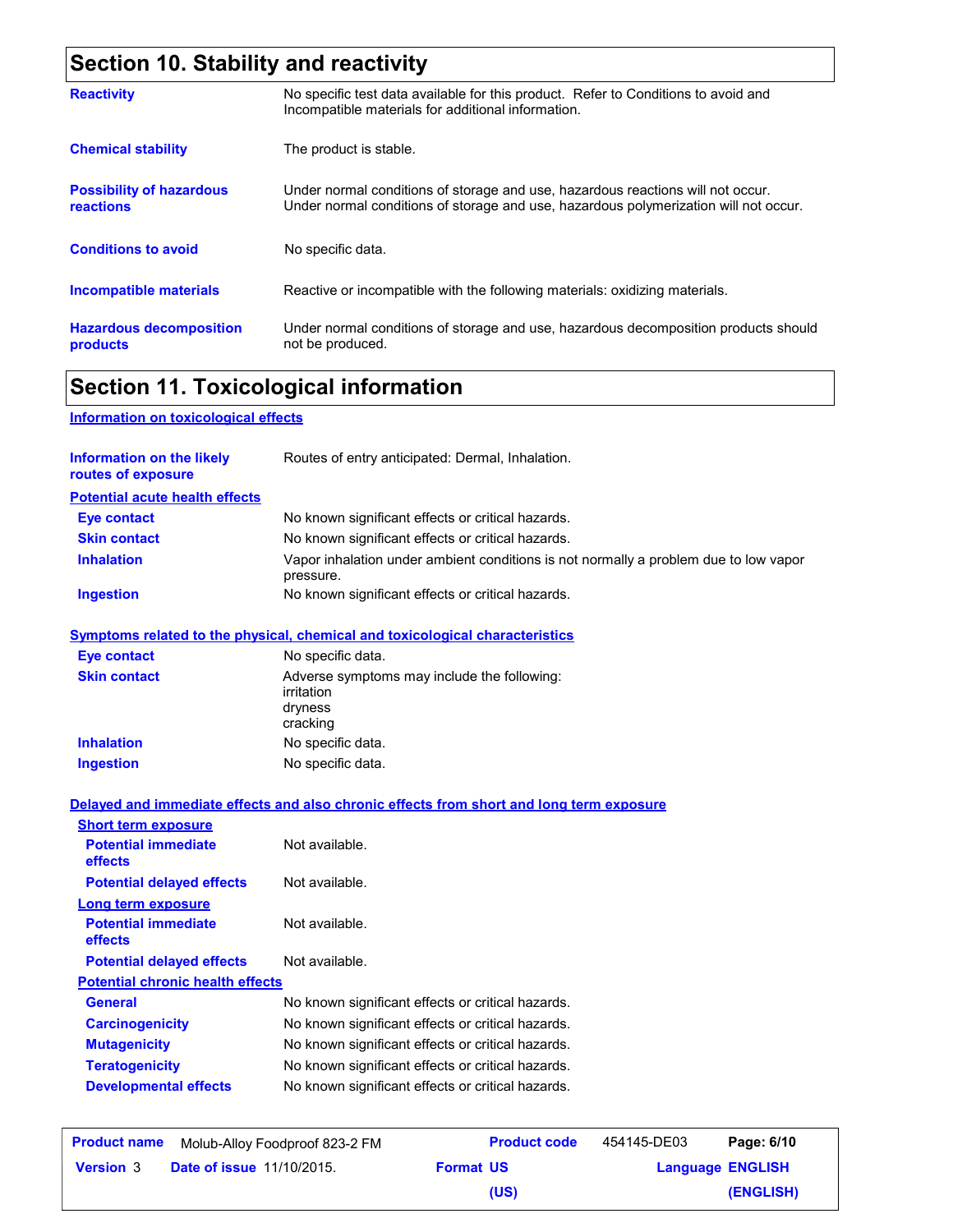## Section 10. Stability and reactivity

**Reactivity**: No specific test data available for this product. Refer to Conditions to avoid and Incompatible materials for additional information.

**Chemical stability**: The product is stable.

**Possibility of hazardous reactions**: Under normal conditions of storage and use, hazardous reactions will not occur. Under normal conditions of storage and use, hazardous polymerization will not occur.

**Conditions to avoid**: No specific data.

**Incompatible materials**: Reactive or incompatible with the following materials: oxidizing materials.

**Hazardous decomposition products**: Under normal conditions of storage and use, hazardous decomposition products should not be produced.

## Section 11. Toxicological information

### Information on toxicological effects

**Information on the likely routes of exposure**: Routes of entry anticipated: Dermal, Inhalation.

#### Potential acute health effects

**Eye contact**: No known significant effects or critical hazards.

**Skin contact**: No known significant effects or critical hazards.

**Inhalation**: Vapor inhalation under ambient conditions is not normally a problem due to low vapor pressure.

**Ingestion**: No known significant effects or critical hazards.

#### Symptoms related to the physical, chemical and toxicological characteristics

**Eye contact**: No specific data.

**Skin contact**: Adverse symptoms may include the following:
irritation
dryness
cracking

**Inhalation**: No specific data.

**Ingestion**: No specific data.

#### Delayed and immediate effects and also chronic effects from short and long term exposure

**Short term exposure**

**Potential immediate effects**: Not available.

**Potential delayed effects**: Not available.

**Long term exposure**

**Potential immediate effects**: Not available.

**Potential delayed effects**: Not available.

**Potential chronic health effects**

**General**: No known significant effects or critical hazards.

**Carcinogenicity**: No known significant effects or critical hazards.

**Mutagenicity**: No known significant effects or critical hazards.

**Teratogenicity**: No known significant effects or critical hazards.

**Developmental effects**: No known significant effects or critical hazards.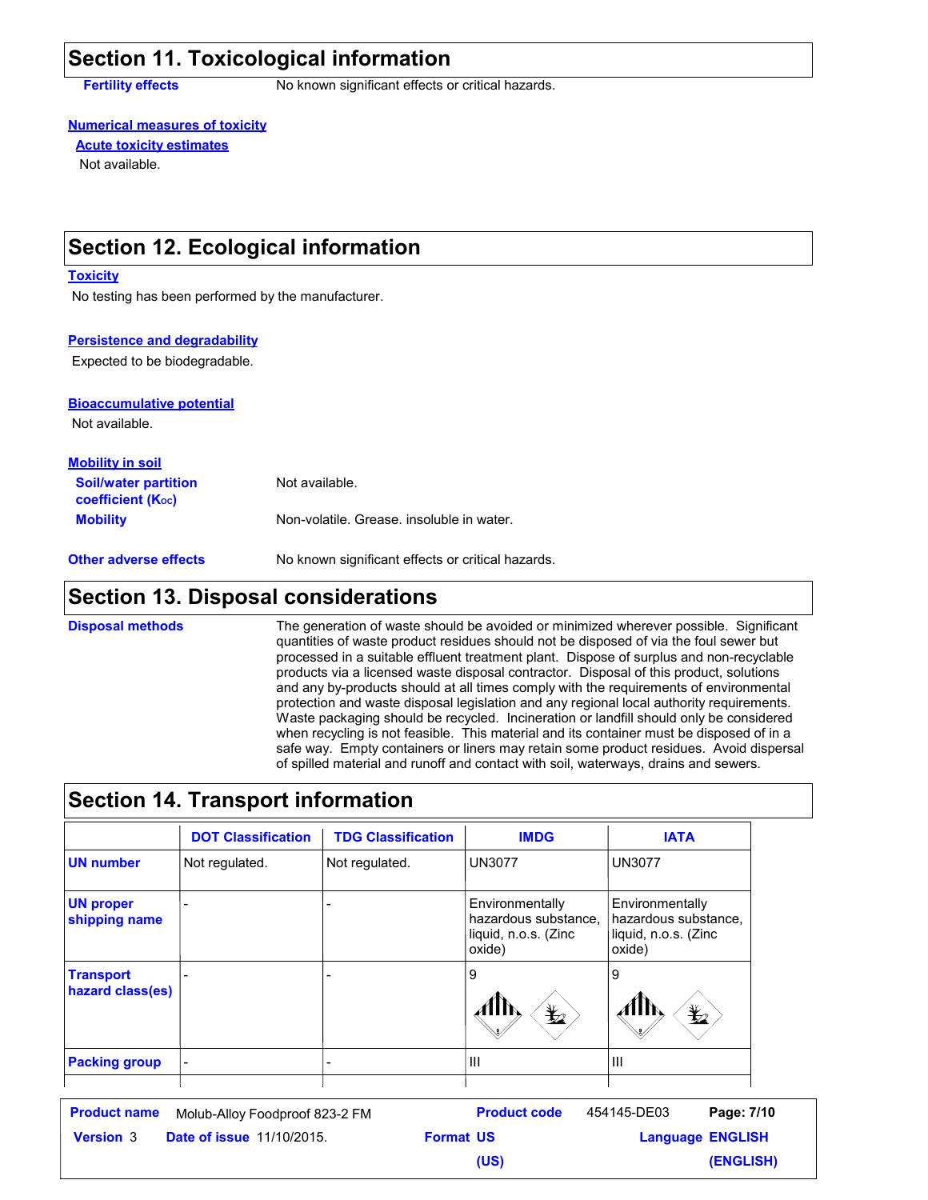## Section 11. Toxicological information

**Fertility effects** No known significant effects or critical hazards.

**Numerical measures of toxicity**

**Acute toxicity estimates**

Not available.

## Section 12. Ecological information

**Toxicity**

No testing has been performed by the manufacturer.

**Persistence and degradability**

Expected to be biodegradable.

**Bioaccumulative potential**

Not available.

**Mobility in soil**

**Soil/water partition coefficient ($K_{OC}$)** Not available.

**Mobility** Non-volatile. Grease. insoluble in water.

**Other adverse effects** No known significant effects or critical hazards.

## Section 13. Disposal considerations

**Disposal methods** The generation of waste should be avoided or minimized wherever possible. Significant quantities of waste product residues should not be disposed of via the foul sewer but processed in a suitable effluent treatment plant. Dispose of surplus and non-recyclable products via a licensed waste disposal contractor. Disposal of this product, solutions and any by-products should at all times comply with the requirements of environmental protection and waste disposal legislation and any regional local authority requirements. Waste packaging should be recycled. Incineration or landfill should only be considered when recycling is not feasible. This material and its container must be disposed of in a safe way. Empty containers or liners may retain some product residues. Avoid dispersal of spilled material and runoff and contact with soil, waterways, drains and sewers.

## Section 14. Transport information

| | DOT Classification | TDG Classification | IMDG | IATA |
|---|---|---|---|---|
| **UN number** | Not regulated. | Not regulated. | UN3077 | UN3077 |
| **UN proper shipping name** | - | - | Environmentally hazardous substance, liquid, n.o.s. (Zinc oxide) | Environmentally hazardous substance, liquid, n.o.s. (Zinc oxide) |
| **Transport hazard class(es)** | - | - | 9 | 9 |
| **Packing group** | - | - | III | III |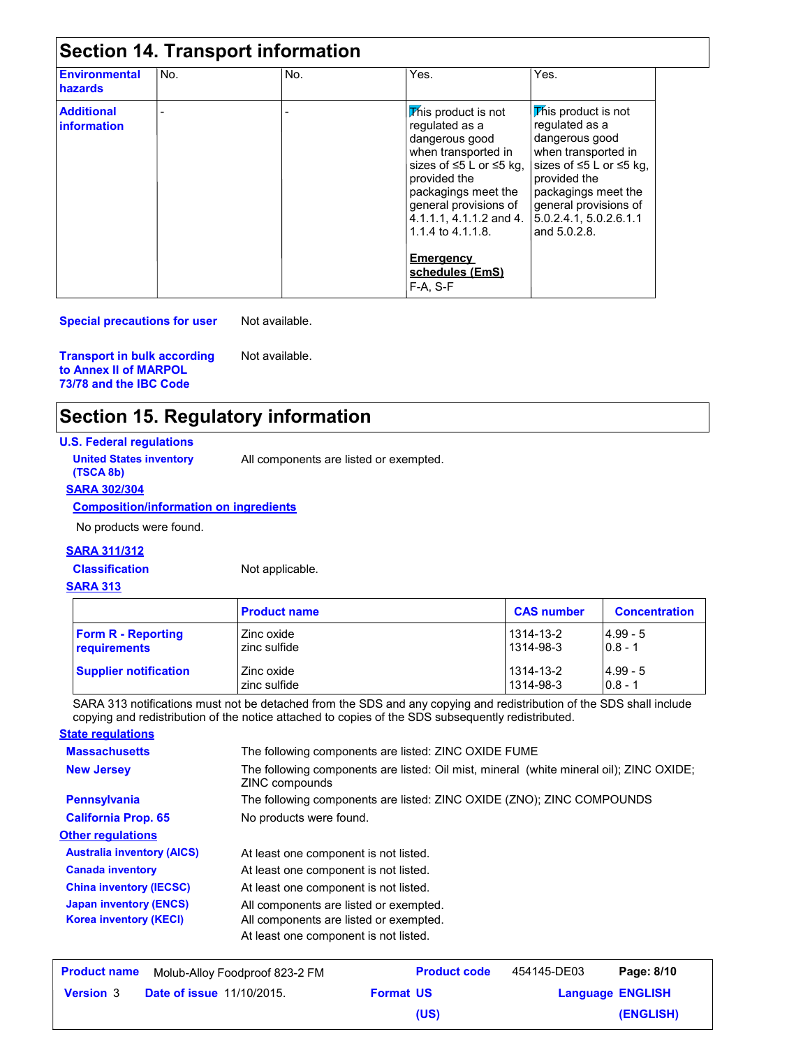## Section 14. Transport information

| | | | | |
|---|---|---|---|---|
| **Environmental hazards** | No. | No. | Yes. | Yes. |
| **Additional information** | - | - | This product is not regulated as a dangerous good when transported in sizes of ≤5 L or ≤5 kg, provided the packagings meet the general provisions of 4.1.1.1, 4.1.1.2 and 4.1.1.4 to 4.1.1.8.<br><br>**Emergency schedules (EmS)**<br>F-A, S-F | This product is not regulated as a dangerous good when transported in sizes of ≤5 L or ≤5 kg, provided the packagings meet the general provisions of 5.0.2.4.1, 5.0.2.6.1.1 and 5.0.2.8. |

**Special precautions for user** Not available.

**Transport in bulk according to Annex II of MARPOL 73/78 and the IBC Code** Not available.

## Section 15. Regulatory information

**U.S. Federal regulations**

**United States inventory (TSCA 8b)** All components are listed or exempted.

**SARA 302/304**

**Composition/information on ingredients**

No products were found.

**SARA 311/312**

**Classification** Not applicable.

**SARA 313**

| | Product name | CAS number | Concentration |
|---|---|---|---|
| **Form R - Reporting requirements** | Zinc oxide<br>zinc sulfide | 1314-13-2<br>1314-98-3 | 4.99 - 5<br>0.8 - 1 |
| **Supplier notification** | Zinc oxide<br>zinc sulfide | 1314-13-2<br>1314-98-3 | 4.99 - 5<br>0.8 - 1 |

SARA 313 notifications must not be detached from the SDS and any copying and redistribution of the SDS shall include copying and redistribution of the notice attached to copies of the SDS subsequently redistributed.

**State regulations**

**Massachusetts** The following components are listed: ZINC OXIDE FUME

**New Jersey** The following components are listed: Oil mist, mineral (white mineral oil); ZINC OXIDE; ZINC compounds

**Pennsylvania** The following components are listed: ZINC OXIDE (ZNO); ZINC COMPOUNDS

**California Prop. 65** No products were found.

**Other regulations**

**Australia inventory (AICS)** At least one component is not listed.

**Canada inventory** At least one component is not listed.

**China inventory (IECSC)** At least one component is not listed.

**Japan inventory (ENCS)** All components are listed or exempted.

**Korea inventory (KECI)** All components are listed or exempted.

At least one component is not listed.

| **Product name** | Molub-Alloy Foodproof 823-2 FM | **Product code** | 454145-DE03 |
|---|---|---|---|
| **Version** 3 | **Date of issue** 11/10/2015. | **Format** US (US) | **Language** ENGLISH (ENGLISH) |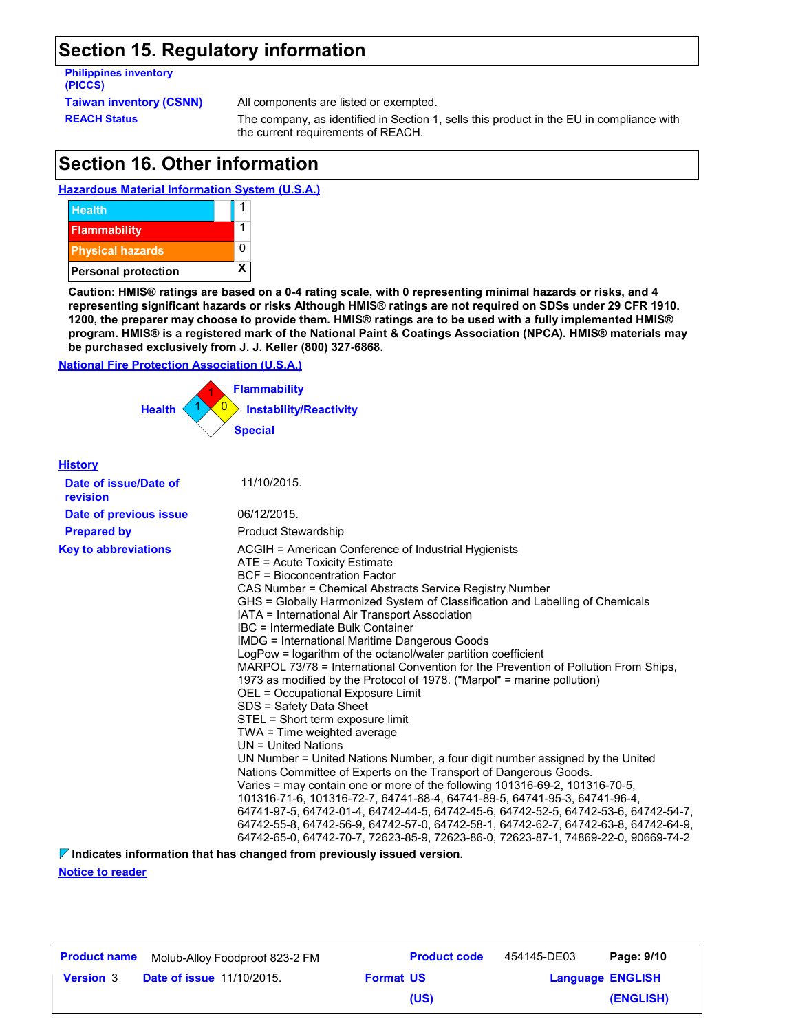# Section 15. Regulatory information

**Philippines inventory (PICCS)**

**Taiwan inventory (CSNN)** All components are listed or exempted.

**REACH Status** The company, as identified in Section 1, sells this product in the EU in compliance with the current requirements of REACH.

# Section 16. Other information

**Hazardous Material Information System (U.S.A.)**

| | |
|---|---|
| Health | 1 |
| Flammability | 1 |
| Physical hazards | 0 |
| Personal protection | X |

**Caution: HMIS® ratings are based on a 0-4 rating scale, with 0 representing minimal hazards or risks, and 4 representing significant hazards or risks Although HMIS® ratings are not required on SDSs under 29 CFR 1910. 1200, the preparer may choose to provide them. HMIS® ratings are to be used with a fully implemented HMIS® program. HMIS® is a registered mark of the National Paint & Coatings Association (NPCA). HMIS® materials may be purchased exclusively from J. J. Keller (800) 327-6868.**

**National Fire Protection Association (U.S.A.)**

Flammability: 1
Health: 1
Instability/Reactivity: 0
Special:

**History**

**Date of issue/Date of revision** 11/10/2015.

**Date of previous issue** 06/12/2015.

**Prepared by** Product Stewardship

**Key to abbreviations**

ACGIH = American Conference of Industrial Hygienists
ATE = Acute Toxicity Estimate
BCF = Bioconcentration Factor
CAS Number = Chemical Abstracts Service Registry Number
GHS = Globally Harmonized System of Classification and Labelling of Chemicals
IATA = International Air Transport Association
IBC = Intermediate Bulk Container
IMDG = International Maritime Dangerous Goods
LogPow = logarithm of the octanol/water partition coefficient
MARPOL 73/78 = International Convention for the Prevention of Pollution From Ships, 1973 as modified by the Protocol of 1978. ("Marpol" = marine pollution)
OEL = Occupational Exposure Limit
SDS = Safety Data Sheet
STEL = Short term exposure limit
TWA = Time weighted average
UN = United Nations
UN Number = United Nations Number, a four digit number assigned by the United Nations Committee of Experts on the Transport of Dangerous Goods.
Varies = may contain one or more of the following 101316-69-2, 101316-70-5, 101316-71-6, 101316-72-7, 64741-88-4, 64741-89-5, 64741-95-3, 64741-96-4, 64741-97-5, 64742-01-4, 64742-44-5, 64742-45-6, 64742-52-5, 64742-53-6, 64742-54-7, 64742-55-8, 64742-56-9, 64742-57-0, 64742-58-1, 64742-62-7, 64742-63-8, 64742-64-9, 64742-65-0, 64742-70-7, 72623-85-9, 72623-86-0, 72623-87-1, 74869-22-0, 90669-74-2

**Indicates information that has changed from previously issued version.**

**Notice to reader**

| **Product name** Molub-Alloy Foodproof 823-2 FM | **Product code** 454145-DE03 | **Page: 9/10** |
|---|---|---|
| **Version** 3 **Date of issue** 11/10/2015. | **Format US (US)** | **Language ENGLISH (ENGLISH)** |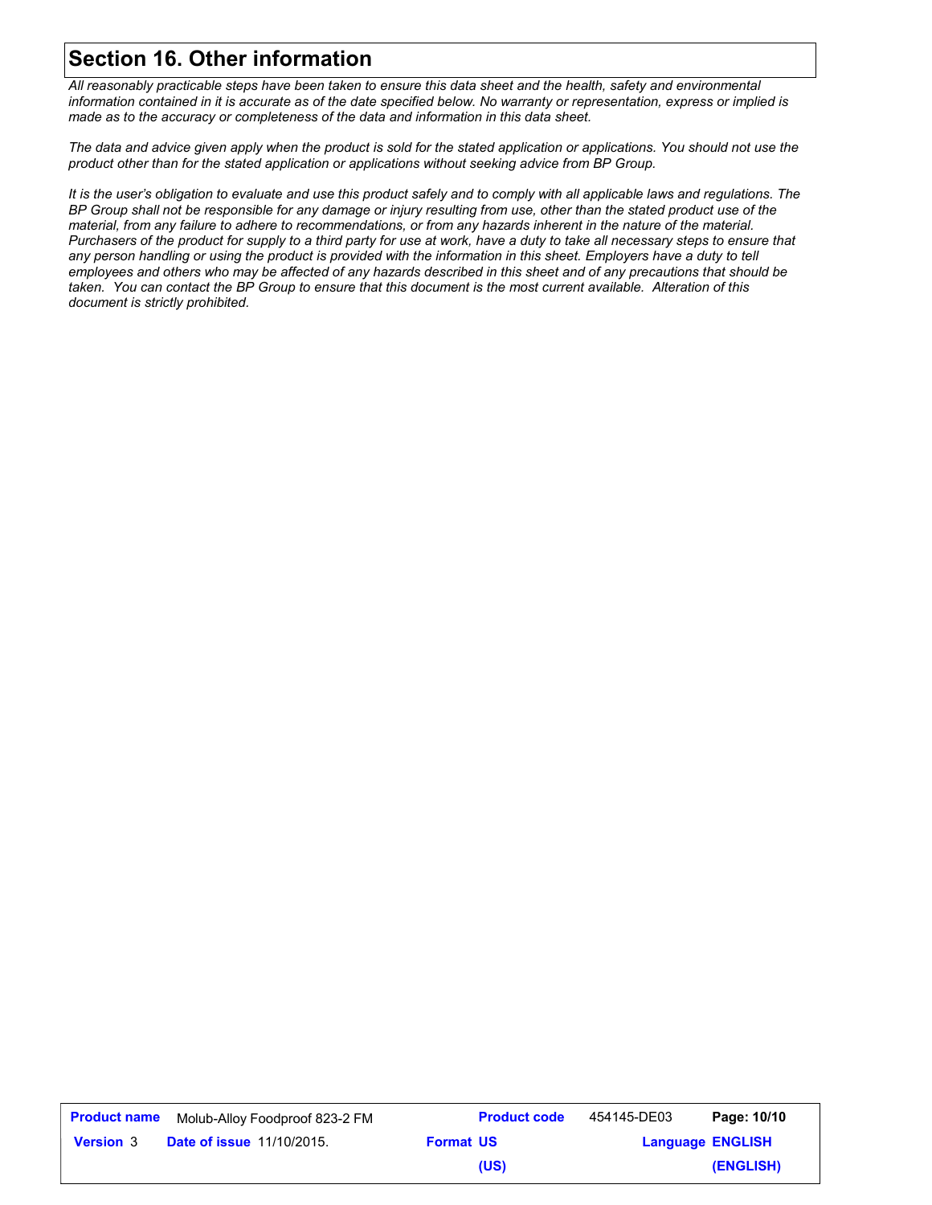## Section 16. Other information

*All reasonably practicable steps have been taken to ensure this data sheet and the health, safety and environmental information contained in it is accurate as of the date specified below. No warranty or representation, express or implied is made as to the accuracy or completeness of the data and information in this data sheet.*

*The data and advice given apply when the product is sold for the stated application or applications. You should not use the product other than for the stated application or applications without seeking advice from BP Group.*

*It is the user's obligation to evaluate and use this product safely and to comply with all applicable laws and regulations. The BP Group shall not be responsible for any damage or injury resulting from use, other than the stated product use of the material, from any failure to adhere to recommendations, or from any hazards inherent in the nature of the material. Purchasers of the product for supply to a third party for use at work, have a duty to take all necessary steps to ensure that any person handling or using the product is provided with the information in this sheet. Employers have a duty to tell employees and others who may be affected of any hazards described in this sheet and of any precautions that should be taken. You can contact the BP Group to ensure that this document is the most current available. Alteration of this document is strictly prohibited.*